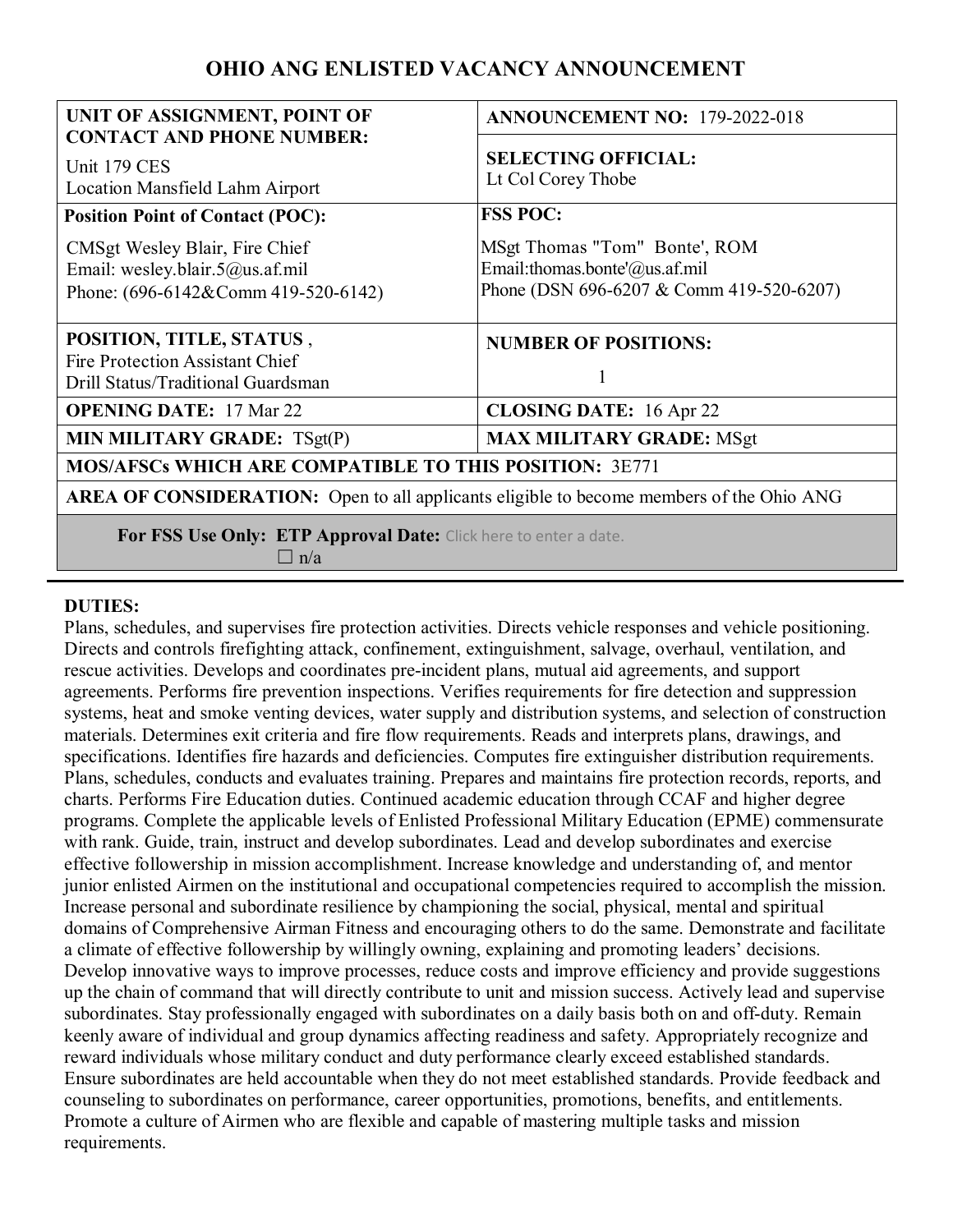# OHIO ANG ENLISTED VACANCY ANNOUNCEMENT

| **UNIT OF ASSIGNMENT, POINT OF CONTACT AND PHONE NUMBER:** Unit 179 CES Location Mansfield Lahm Airport | **ANNOUNCEMENT NO:** 179-2022-018 |
|---|---|
| | **SELECTING OFFICIAL:** Lt Col Corey Thobe |
| **Position Point of Contact (POC):** CMSgt Wesley Blair, Fire Chief Email: wesley.blair.5@us.af.mil Phone: (696-6142&Comm 419-520-6142) | **FSS POC:** MSgt Thomas "Tom" Bonte', ROM Email:thomas.bonte'@us.af.mil Phone (DSN 696-6207 & Comm 419-520-6207) |
| **POSITION, TITLE, STATUS ,** Fire Protection Assistant Chief Drill Status/Traditional Guardsman | **NUMBER OF POSITIONS:** 1 |
| **OPENING DATE:** 17 Mar 22 | **CLOSING DATE:** 16 Apr 22 |
| **MIN MILITARY GRADE:** TSgt(P) | **MAX MILITARY GRADE:** MSgt |
| **MOS/AFSCs WHICH ARE COMPATIBLE TO THIS POSITION:** 3E771 | |
| **AREA OF CONSIDERATION:** Open to all applicants eligible to become members of the Ohio ANG | |
| **For FSS Use Only: ETP Approval Date:** Click here to enter a date. ☐ n/a | |

**DUTIES:**

Plans, schedules, and supervises fire protection activities. Directs vehicle responses and vehicle positioning. Directs and controls firefighting attack, confinement, extinguishment, salvage, overhaul, ventilation, and rescue activities. Develops and coordinates pre-incident plans, mutual aid agreements, and support agreements. Performs fire prevention inspections. Verifies requirements for fire detection and suppression systems, heat and smoke venting devices, water supply and distribution systems, and selection of construction materials. Determines exit criteria and fire flow requirements. Reads and interprets plans, drawings, and specifications. Identifies fire hazards and deficiencies. Computes fire extinguisher distribution requirements. Plans, schedules, conducts and evaluates training. Prepares and maintains fire protection records, reports, and charts. Performs Fire Education duties. Continued academic education through CCAF and higher degree programs. Complete the applicable levels of Enlisted Professional Military Education (EPME) commensurate with rank. Guide, train, instruct and develop subordinates. Lead and develop subordinates and exercise effective followership in mission accomplishment. Increase knowledge and understanding of, and mentor junior enlisted Airmen on the institutional and occupational competencies required to accomplish the mission. Increase personal and subordinate resilience by championing the social, physical, mental and spiritual domains of Comprehensive Airman Fitness and encouraging others to do the same. Demonstrate and facilitate a climate of effective followership by willingly owning, explaining and promoting leaders' decisions. Develop innovative ways to improve processes, reduce costs and improve efficiency and provide suggestions up the chain of command that will directly contribute to unit and mission success. Actively lead and supervise subordinates. Stay professionally engaged with subordinates on a daily basis both on and off-duty. Remain keenly aware of individual and group dynamics affecting readiness and safety. Appropriately recognize and reward individuals whose military conduct and duty performance clearly exceed established standards. Ensure subordinates are held accountable when they do not meet established standards. Provide feedback and counseling to subordinates on performance, career opportunities, promotions, benefits, and entitlements. Promote a culture of Airmen who are flexible and capable of mastering multiple tasks and mission requirements.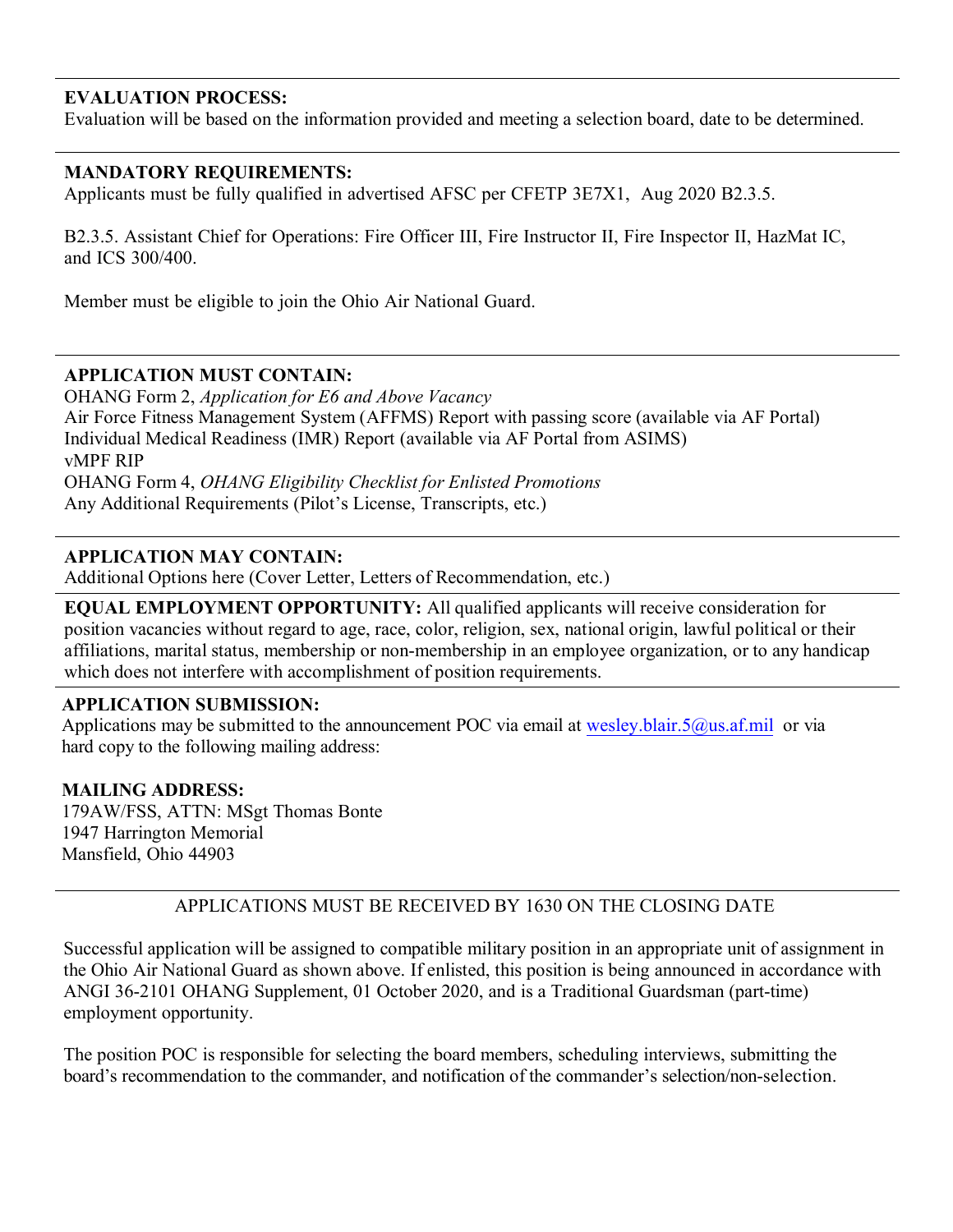**EVALUATION PROCESS:**
Evaluation will be based on the information provided and meeting a selection board, date to be determined.

**MANDATORY REQUIREMENTS:**
Applicants must be fully qualified in advertised AFSC per CFETP 3E7X1, Aug 2020 B2.3.5.

B2.3.5. Assistant Chief for Operations: Fire Officer III, Fire Instructor II, Fire Inspector II, HazMat IC, and ICS 300/400.

Member must be eligible to join the Ohio Air National Guard.

**APPLICATION MUST CONTAIN:**
OHANG Form 2, *Application for E6 and Above Vacancy*
Air Force Fitness Management System (AFFMS) Report with passing score (available via AF Portal)
Individual Medical Readiness (IMR) Report (available via AF Portal from ASIMS)
vMPF RIP
OHANG Form 4, *OHANG Eligibility Checklist for Enlisted Promotions*
Any Additional Requirements (Pilot's License, Transcripts, etc.)

**APPLICATION MAY CONTAIN:**
Additional Options here (Cover Letter, Letters of Recommendation, etc.)

**EQUAL EMPLOYMENT OPPORTUNITY:** All qualified applicants will receive consideration for position vacancies without regard to age, race, color, religion, sex, national origin, lawful political or their affiliations, marital status, membership or non-membership in an employee organization, or to any handicap which does not interfere with accomplishment of position requirements.

**APPLICATION SUBMISSION:**
Applications may be submitted to the announcement POC via email at wesley.blair.5@us.af.mil or via hard copy to the following mailing address:

**MAILING ADDRESS:**
179AW/FSS, ATTN: MSgt Thomas Bonte
1947 Harrington Memorial
Mansfield, Ohio 44903

APPLICATIONS MUST BE RECEIVED BY 1630 ON THE CLOSING DATE

Successful application will be assigned to compatible military position in an appropriate unit of assignment in the Ohio Air National Guard as shown above. If enlisted, this position is being announced in accordance with ANGI 36-2101 OHANG Supplement, 01 October 2020, and is a Traditional Guardsman (part-time) employment opportunity.

The position POC is responsible for selecting the board members, scheduling interviews, submitting the board's recommendation to the commander, and notification of the commander's selection/non-selection.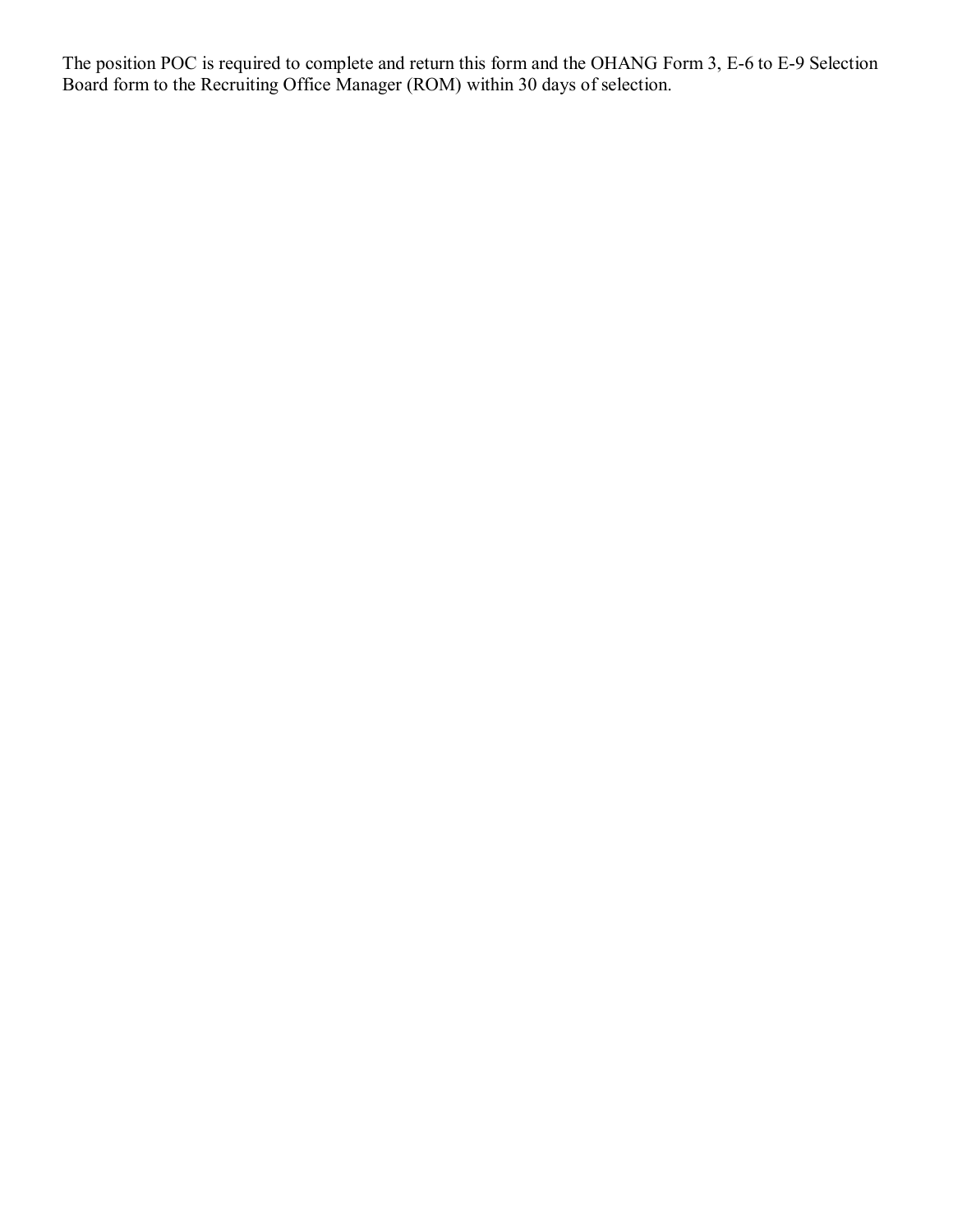The position POC is required to complete and return this form and the OHANG Form 3, E-6 to E-9 Selection Board form to the Recruiting Office Manager (ROM) within 30 days of selection.